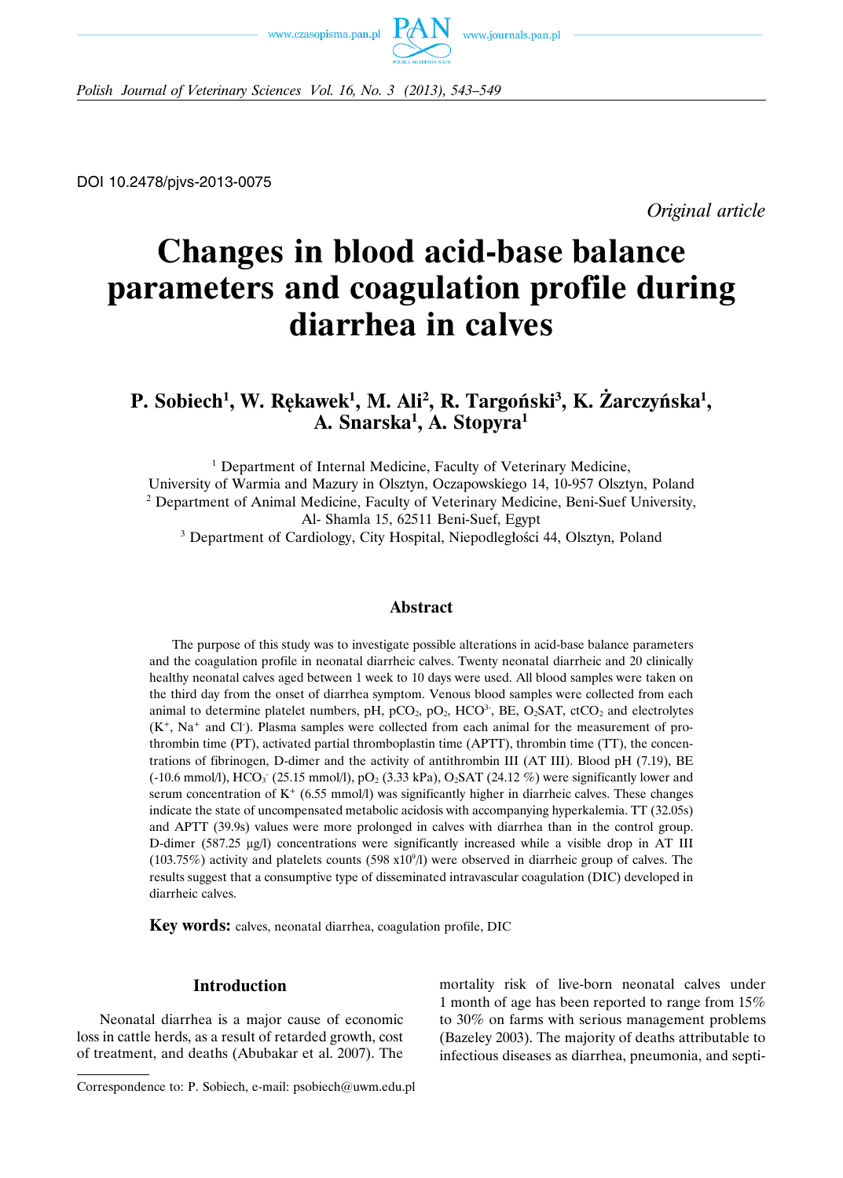DOI 10.2478/pjvs-2013-0075

*Original article*

# Changes in blood acid-base balance parameters and coagulation profile during diarrhea in calves

**P. Sobiech[1], W. Rękawek[1], M. Ali[2], R. Targoński[3], K. Żarczyńska[1], A. Snarska[1], A. Stopyra[1]**

[1] Department of Internal Medicine, Faculty of Veterinary Medicine, University of Warmia and Mazury in Olsztyn, Oczapowskiego 14, 10-957 Olsztyn, Poland
[2] Department of Animal Medicine, Faculty of Veterinary Medicine, Beni-Suef University, Al- Shamla 15, 62511 Beni-Suef, Egypt
[3] Department of Cardiology, City Hospital, Niepodległości 44, Olsztyn, Poland

## Abstract

The purpose of this study was to investigate possible alterations in acid-base balance parameters and the coagulation profile in neonatal diarrheic calves. Twenty neonatal diarrheic and 20 clinically healthy neonatal calves aged between 1 week to 10 days were used. All blood samples were taken on the third day from the onset of diarrhea symptom. Venous blood samples were collected from each animal to determine platelet numbers, pH, $pCO_2$, $pO_2$, $HCO^{3-}$, BE, $O_2SAT$, $ctCO_2$ and electrolytes ($K^+$, $Na^+$ and $Cl^-$). Plasma samples were collected from each animal for the measurement of prothrombin time (PT), activated partial thromboplastin time (APTT), thrombin time (TT), the concentrations of fibrinogen, D-dimer and the activity of antithrombin III (AT III). Blood pH (7.19), BE (-10.6 mmol/l), $HCO_3^-$ (25.15 mmol/l), $pO_2$ (3.33 kPa), $O_2SAT$ (24.12 %) were significantly lower and serum concentration of $K^+$ (6.55 mmol/l) was significantly higher in diarrheic calves. These changes indicate the state of uncompensated metabolic acidosis with accompanying hyperkalemia. TT (32.05s) and APTT (39.9s) values were more prolonged in calves with diarrhea than in the control group. D-dimer (587.25 µg/l) concentrations were significantly increased while a visible drop in AT III (103.75%) activity and platelets counts (598 $x10^9$/l) were observed in diarrheic group of calves. The results suggest that a consumptive type of disseminated intravascular coagulation (DIC) developed in diarrheic calves.

**Key words:** calves, neonatal diarrhea, coagulation profile, DIC

## Introduction

Neonatal diarrhea is a major cause of economic loss in cattle herds, as a result of retarded growth, cost of treatment, and deaths (Abubakar et al. 2007). The mortality risk of live-born neonatal calves under 1 month of age has been reported to range from 15% to 30% on farms with serious management problems (Bazeley 2003). The majority of deaths attributable to infectious diseases as diarrhea, pneumonia, and septi-

Correspondence to: P. Sobiech, e-mail: psobiech@uwm.edu.pl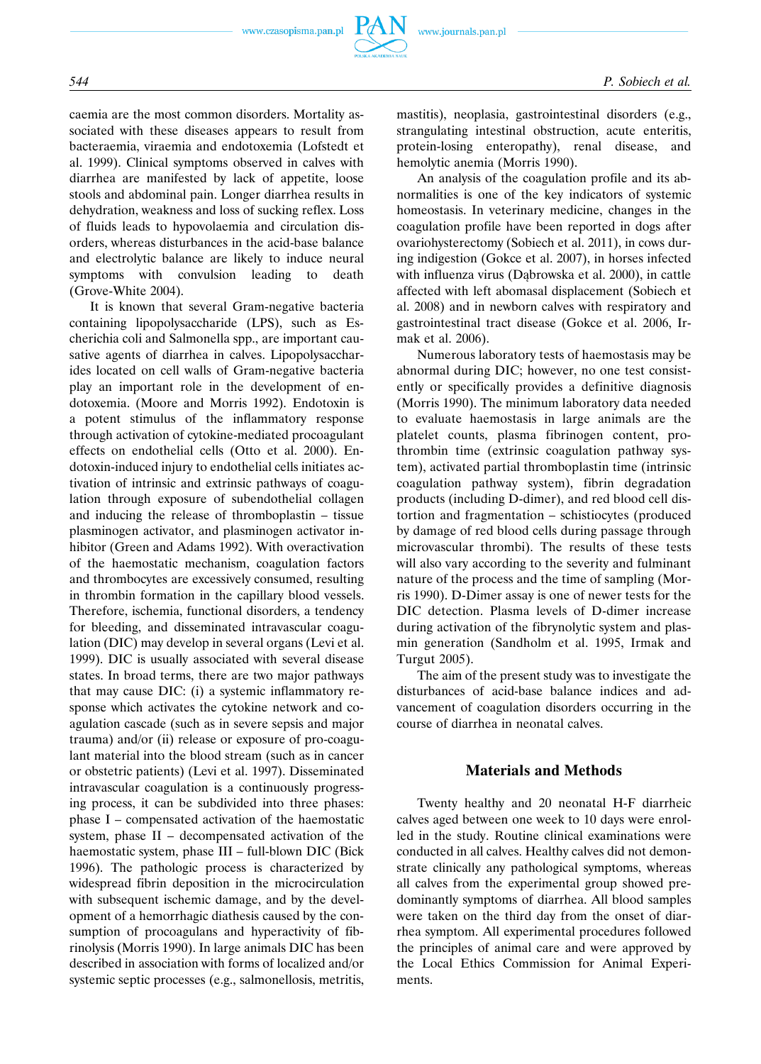caemia are the most common disorders. Mortality associated with these diseases appears to result from bacteraemia, viraemia and endotoxemia (Lofstedt et al. 1999). Clinical symptoms observed in calves with diarrhea are manifested by lack of appetite, loose stools and abdominal pain. Longer diarrhea results in dehydration, weakness and loss of sucking reflex. Loss of fluids leads to hypovolaemia and circulation disorders, whereas disturbances in the acid-base balance and electrolytic balance are likely to induce neural symptoms with convulsion leading to death (Grove-White 2004).

It is known that several Gram-negative bacteria containing lipopolysaccharide (LPS), such as Escherichia coli and Salmonella spp., are important causative agents of diarrhea in calves. Lipopolysaccharides located on cell walls of Gram-negative bacteria play an important role in the development of endotoxemia. (Moore and Morris 1992). Endotoxin is a potent stimulus of the inflammatory response through activation of cytokine-mediated procoagulant effects on endothelial cells (Otto et al. 2000). Endotoxin-induced injury to endothelial cells initiates activation of intrinsic and extrinsic pathways of coagulation through exposure of subendothelial collagen and inducing the release of thromboplastin – tissue plasminogen activator, and plasminogen activator inhibitor (Green and Adams 1992). With overactivation of the haemostatic mechanism, coagulation factors and thrombocytes are excessively consumed, resulting in thrombin formation in the capillary blood vessels. Therefore, ischemia, functional disorders, a tendency for bleeding, and disseminated intravascular coagulation (DIC) may develop in several organs (Levi et al. 1999). DIC is usually associated with several disease states. In broad terms, there are two major pathways that may cause DIC: (i) a systemic inflammatory response which activates the cytokine network and coagulation cascade (such as in severe sepsis and major trauma) and/or (ii) release or exposure of pro-coagulant material into the blood stream (such as in cancer or obstetric patients) (Levi et al. 1997). Disseminated intravascular coagulation is a continuously progressing process, it can be subdivided into three phases: phase I – compensated activation of the haemostatic system, phase II – decompensated activation of the haemostatic system, phase III – full-blown DIC (Bick 1996). The pathologic process is characterized by widespread fibrin deposition in the microcirculation with subsequent ischemic damage, and by the development of a hemorrhagic diathesis caused by the consumption of procoagulans and hyperactivity of fibrinolysis (Morris 1990). In large animals DIC has been described in association with forms of localized and/or systemic septic processes (e.g., salmonellosis, metritis, mastitis), neoplasia, gastrointestinal disorders (e.g., strangulating intestinal obstruction, acute enteritis, protein-losing enteropathy), renal disease, and hemolytic anemia (Morris 1990).

An analysis of the coagulation profile and its abnormalities is one of the key indicators of systemic homeostasis. In veterinary medicine, changes in the coagulation profile have been reported in dogs after ovariohysterectomy (Sobiech et al. 2011), in cows during indigestion (Gokce et al. 2007), in horses infected with influenza virus (Dąbrowska et al. 2000), in cattle affected with left abomasal displacement (Sobiech et al. 2008) and in newborn calves with respiratory and gastrointestinal tract disease (Gokce et al. 2006, Irmak et al. 2006).

Numerous laboratory tests of haemostasis may be abnormal during DIC; however, no one test consistently or specifically provides a definitive diagnosis (Morris 1990). The minimum laboratory data needed to evaluate haemostasis in large animals are the platelet counts, plasma fibrinogen content, prothrombin time (extrinsic coagulation pathway system), activated partial thromboplastin time (intrinsic coagulation pathway system), fibrin degradation products (including D-dimer), and red blood cell distortion and fragmentation – schistiocytes (produced by damage of red blood cells during passage through microvascular thrombi). The results of these tests will also vary according to the severity and fulminant nature of the process and the time of sampling (Morris 1990). D-Dimer assay is one of newer tests for the DIC detection. Plasma levels of D-dimer increase during activation of the fibrynolytic system and plasmin generation (Sandholm et al. 1995, Irmak and Turgut 2005).

The aim of the present study was to investigate the disturbances of acid-base balance indices and advancement of coagulation disorders occurring in the course of diarrhea in neonatal calves.

## Materials and Methods

Twenty healthy and 20 neonatal H-F diarrheic calves aged between one week to 10 days were enrolled in the study. Routine clinical examinations were conducted in all calves. Healthy calves did not demonstrate clinically any pathological symptoms, whereas all calves from the experimental group showed predominantly symptoms of diarrhea. All blood samples were taken on the third day from the onset of diarrhea symptom. All experimental procedures followed the principles of animal care and were approved by the Local Ethics Commission for Animal Experiments.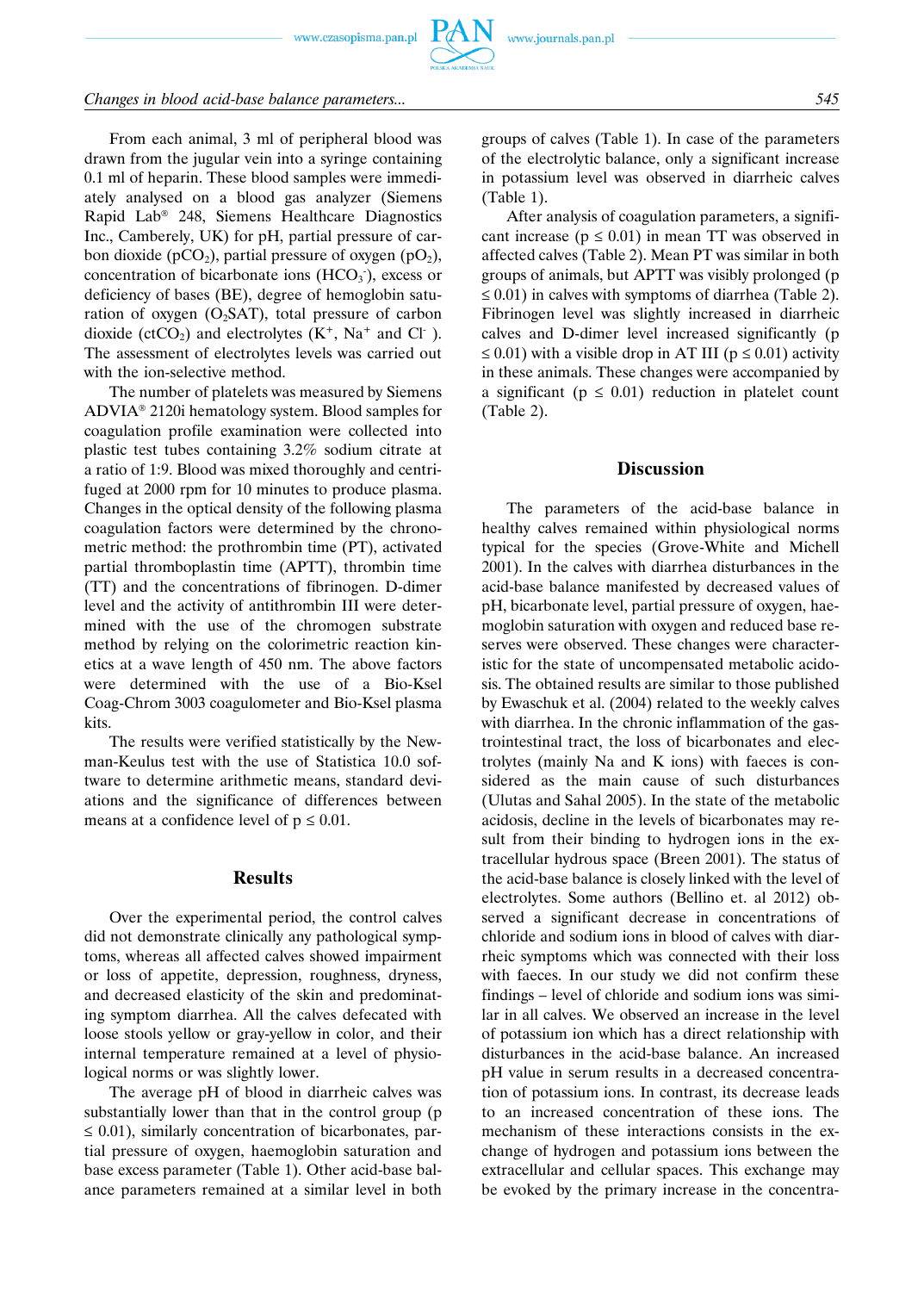From each animal, 3 ml of peripheral blood was drawn from the jugular vein into a syringe containing 0.1 ml of heparin. These blood samples were immediately analysed on a blood gas analyzer (Siemens Rapid Lab® 248, Siemens Healthcare Diagnostics Inc., Camberely, UK) for pH, partial pressure of carbon dioxide ($pCO_2$), partial pressure of oxygen ($pO_2$), concentration of bicarbonate ions ($HCO_3^-$), excess or deficiency of bases (BE), degree of hemoglobin saturation of oxygen ($O_2SAT$), total pressure of carbon dioxide ($ctCO_2$) and electrolytes ($K^+$, $Na^+$ and $Cl^-$ ). The assessment of electrolytes levels was carried out with the ion-selective method.

The number of platelets was measured by Siemens ADVIA® 2120i hematology system. Blood samples for coagulation profile examination were collected into plastic test tubes containing 3.2% sodium citrate at a ratio of 1:9. Blood was mixed thoroughly and centrifuged at 2000 rpm for 10 minutes to produce plasma. Changes in the optical density of the following plasma coagulation factors were determined by the chronometric method: the prothrombin time (PT), activated partial thromboplastin time (APTT), thrombin time (TT) and the concentrations of fibrinogen. D-dimer level and the activity of antithrombin III were determined with the use of the chromogen substrate method by relying on the colorimetric reaction kinetics at a wave length of 450 nm. The above factors were determined with the use of a Bio-Ksel Coag-Chrom 3003 coagulometer and Bio-Ksel plasma kits.

The results were verified statistically by the Newman-Keulus test with the use of Statistica 10.0 software to determine arithmetic means, standard deviations and the significance of differences between means at a confidence level of $p \leq 0.01$.

## Results

Over the experimental period, the control calves did not demonstrate clinically any pathological symptoms, whereas all affected calves showed impairment or loss of appetite, depression, roughness, dryness, and decreased elasticity of the skin and predominating symptom diarrhea. All the calves defecated with loose stools yellow or gray-yellow in color, and their internal temperature remained at a level of physiological norms or was slightly lower.

The average pH of blood in diarrheic calves was substantially lower than that in the control group ($p \leq 0.01$), similarly concentration of bicarbonates, partial pressure of oxygen, haemoglobin saturation and base excess parameter (Table 1). Other acid-base balance parameters remained at a similar level in both groups of calves (Table 1). In case of the parameters of the electrolytic balance, only a significant increase in potassium level was observed in diarrheic calves (Table 1).

After analysis of coagulation parameters, a significant increase ($p \leq 0.01$) in mean TT was observed in affected calves (Table 2). Mean PT was similar in both groups of animals, but APTT was visibly prolonged ($p \leq 0.01$) in calves with symptoms of diarrhea (Table 2). Fibrinogen level was slightly increased in diarrheic calves and D-dimer level increased significantly ($p \leq 0.01$) with a visible drop in AT III ($p \leq 0.01$) activity in these animals. These changes were accompanied by a significant ($p \leq 0.01$) reduction in platelet count (Table 2).

## Discussion

The parameters of the acid-base balance in healthy calves remained within physiological norms typical for the species (Grove-White and Michell 2001). In the calves with diarrhea disturbances in the acid-base balance manifested by decreased values of pH, bicarbonate level, partial pressure of oxygen, haemoglobin saturation with oxygen and reduced base reserves were observed. These changes were characteristic for the state of uncompensated metabolic acidosis. The obtained results are similar to those published by Ewaschuk et al. (2004) related to the weekly calves with diarrhea. In the chronic inflammation of the gastrointestinal tract, the loss of bicarbonates and electrolytes (mainly Na and K ions) with faeces is considered as the main cause of such disturbances (Ulutas and Sahal 2005). In the state of the metabolic acidosis, decline in the levels of bicarbonates may result from their binding to hydrogen ions in the extracellular hydrous space (Breen 2001). The status of the acid-base balance is closely linked with the level of electrolytes. Some authors (Bellino et. al 2012) observed a significant decrease in concentrations of chloride and sodium ions in blood of calves with diarrheic symptoms which was connected with their loss with faeces. In our study we did not confirm these findings – level of chloride and sodium ions was similar in all calves. We observed an increase in the level of potassium ion which has a direct relationship with disturbances in the acid-base balance. An increased pH value in serum results in a decreased concentration of potassium ions. In contrast, its decrease leads to an increased concentration of these ions. The mechanism of these interactions consists in the exchange of hydrogen and potassium ions between the extracellular and cellular spaces. This exchange may be evoked by the primary increase in the concentra-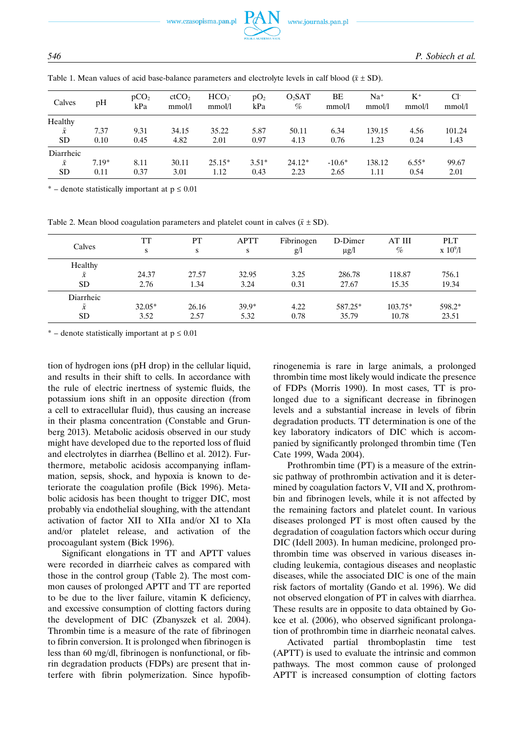Table 1. Mean values of acid base-balance parameters and electrolyte levels in calf blood ($\bar{x}$ ± SD).

| Calves | pH | $pCO_2$ kPa | $ctCO_2$ mmol/l | $HCO_3^-$ mmol/l | $pO_2$ kPa | $O_2SAT$ % | BE mmol/l | $Na^+$ mmol/l | $K^+$ mmol/l | $Cl^-$ mmol/l |
|---|---|---|---|---|---|---|---|---|---|---|
| Healthy | | | | | | | | | | |
| $\bar{x}$ | 7.37 | 9.31 | 34.15 | 35.22 | 5.87 | 50.11 | 6.34 | 139.15 | 4.56 | 101.24 |
| SD | 0.10 | 0.45 | 4.82 | 2.01 | 0.97 | 4.13 | 0.76 | 1.23 | 0.24 | 1.43 |
| Diarrheic | | | | | | | | | | |
| $\bar{x}$ | 7.19* | 8.11 | 30.11 | 25.15* | 3.51* | 24.12* | -10.6* | 138.12 | 6.55* | 99.67 |
| SD | 0.11 | 0.37 | 3.01 | 1.12 | 0.43 | 2.23 | 2.65 | 1.11 | 0.54 | 2.01 |

* – denote statistically important at $p \leq 0.01$

Table 2. Mean blood coagulation parameters and platelet count in calves ($\bar{x}$ ± SD).

| Calves | TT s | PT s | APTT s | Fibrinogen g/l | D-Dimer μg/l | AT III % | PLT x $10^9$/l |
|---|---|---|---|---|---|---|---|
| Healthy | | | | | | | |
| $\bar{x}$ | 24.37 | 27.57 | 32.95 | 3.25 | 286.78 | 118.87 | 756.1 |
| SD | 2.76 | 1.34 | 3.24 | 0.31 | 27.67 | 15.35 | 19.34 |
| Diarrheic | | | | | | | |
| $\bar{x}$ | 32.05* | 26.16 | 39.9* | 4.22 | 587.25* | 103.75* | 598.2* |
| SD | 3.52 | 2.57 | 5.32 | 0.78 | 35.79 | 10.78 | 23.51 |

* – denote statistically important at $p \leq 0.01$

tion of hydrogen ions (pH drop) in the cellular liquid, and results in their shift to cells. In accordance with the rule of electric inertness of systemic fluids, the potassium ions shift in an opposite direction (from a cell to extracellular fluid), thus causing an increase in their plasma concentration (Constable and Grunberg 2013). Metabolic acidosis observed in our study might have developed due to the reported loss of fluid and electrolytes in diarrhea (Bellino et al. 2012). Furthermore, metabolic acidosis accompanying inflammation, sepsis, shock, and hypoxia is known to deteriorate the coagulation profile (Bick 1996). Metabolic acidosis has been thought to trigger DIC, most probably via endothelial sloughing, with the attendant activation of factor XII to XIIa and/or XI to XIa and/or platelet release, and activation of the procoagulant system (Bick 1996).

Significant elongations in TT and APTT values were recorded in diarrheic calves as compared with those in the control group (Table 2). The most common causes of prolonged APTT and TT are reported to be due to the liver failure, vitamin K deficiency, and excessive consumption of clotting factors during the development of DIC (Zbanyszek et al. 2004). Thrombin time is a measure of the rate of fibrinogen to fibrin conversion. It is prolonged when fibrinogen is less than 60 mg/dl, fibrinogen is nonfunctional, or fibrin degradation products (FDPs) are present that interfere with fibrin polymerization. Since hypofibrinogenemia is rare in large animals, a prolonged thrombin time most likely would indicate the presence of FDPs (Morris 1990). In most cases, TT is prolonged due to a significant decrease in fibrinogen levels and a substantial increase in levels of fibrin degradation products. TT determination is one of the key laboratory indicators of DIC which is accompanied by significantly prolonged thrombin time (Ten Cate 1999, Wada 2004).

Prothrombin time (PT) is a measure of the extrinsic pathway of prothrombin activation and it is determined by coagulation factors V, VII and X, prothrombin and fibrinogen levels, while it is not affected by the remaining factors and platelet count. In various diseases prolonged PT is most often caused by the degradation of coagulation factors which occur during DIC (Idell 2003). In human medicine, prolonged prothrombin time was observed in various diseases including leukemia, contagious diseases and neoplastic diseases, while the associated DIC is one of the main risk factors of mortality (Gando et al. 1996). We did not observed elongation of PT in calves with diarrhea. These results are in opposite to data obtained by Gokce et al. (2006), who observed significant prolongation of prothrombin time in diarrheic neonatal calves.

Activated partial thromboplastin time test (APTT) is used to evaluate the intrinsic and common pathways. The most common cause of prolonged APTT is increased consumption of clotting factors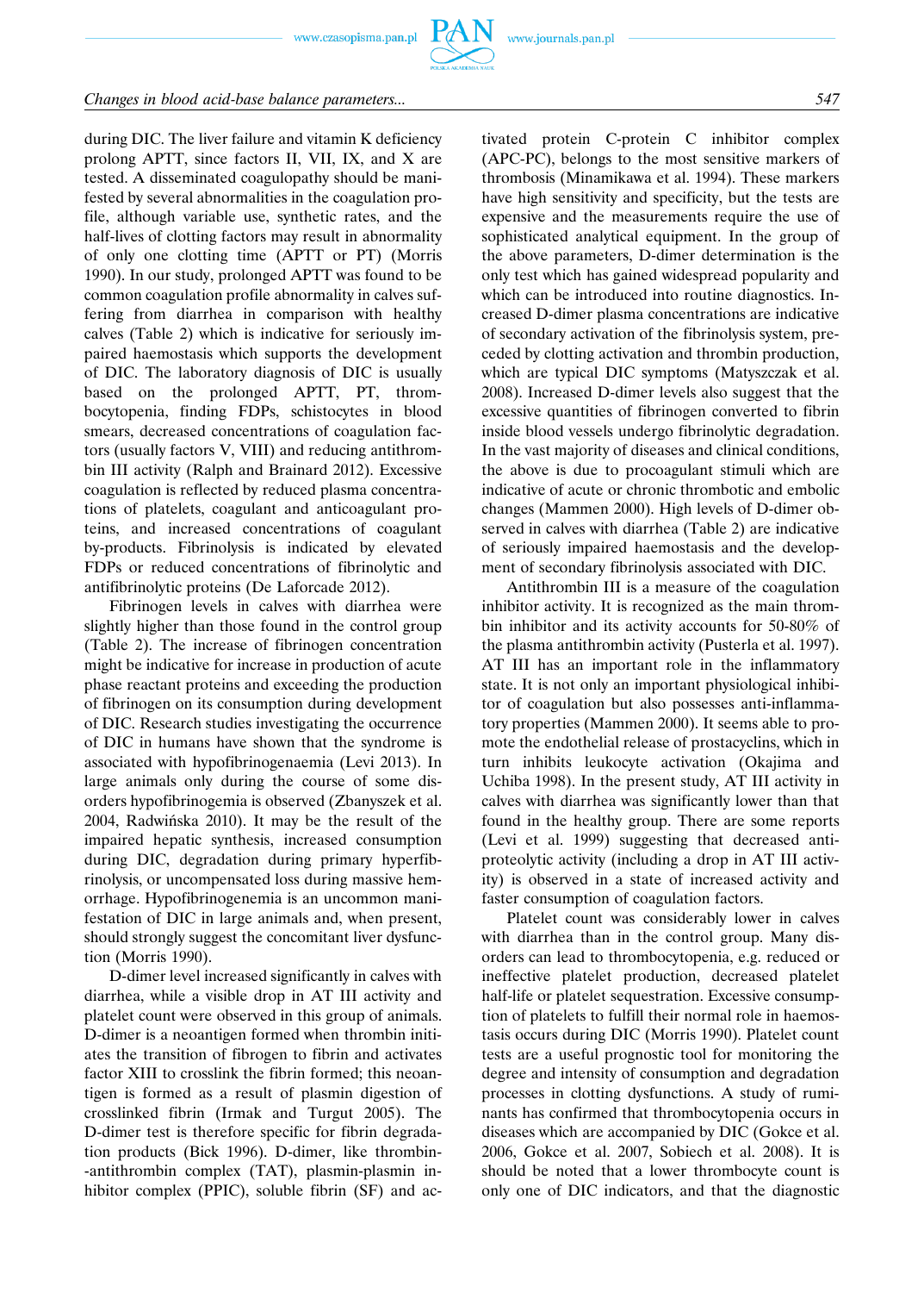during DIC. The liver failure and vitamin K deficiency prolong APTT, since factors II, VII, IX, and X are tested. A disseminated coagulopathy should be manifested by several abnormalities in the coagulation profile, although variable use, synthetic rates, and the half-lives of clotting factors may result in abnormality of only one clotting time (APTT or PT) (Morris 1990). In our study, prolonged APTT was found to be common coagulation profile abnormality in calves suffering from diarrhea in comparison with healthy calves (Table 2) which is indicative for seriously impaired haemostasis which supports the development of DIC. The laboratory diagnosis of DIC is usually based on the prolonged APTT, PT, thrombocytopenia, finding FDPs, schistocytes in blood smears, decreased concentrations of coagulation factors (usually factors V, VIII) and reducing antithrombin III activity (Ralph and Brainard 2012). Excessive coagulation is reflected by reduced plasma concentrations of platelets, coagulant and anticoagulant proteins, and increased concentrations of coagulant by-products. Fibrinolysis is indicated by elevated FDPs or reduced concentrations of fibrinolytic and antifibrinolytic proteins (De Laforcade 2012).

Fibrinogen levels in calves with diarrhea were slightly higher than those found in the control group (Table 2). The increase of fibrinogen concentration might be indicative for increase in production of acute phase reactant proteins and exceeding the production of fibrinogen on its consumption during development of DIC. Research studies investigating the occurrence of DIC in humans have shown that the syndrome is associated with hypofibrinogenaemia (Levi 2013). In large animals only during the course of some disorders hypofibrinogemia is observed (Zbanyszek et al. 2004, Radwińska 2010). It may be the result of the impaired hepatic synthesis, increased consumption during DIC, degradation during primary hyperfibrinolysis, or uncompensated loss during massive hemorrhage. Hypofibrinogenemia is an uncommon manifestation of DIC in large animals and, when present, should strongly suggest the concomitant liver dysfunction (Morris 1990).

D-dimer level increased significantly in calves with diarrhea, while a visible drop in AT III activity and platelet count were observed in this group of animals. D-dimer is a neoantigen formed when thrombin initiates the transition of fibrogen to fibrin and activates factor XIII to crosslink the fibrin formed; this neoantigen is formed as a result of plasmin digestion of crosslinked fibrin (Irmak and Turgut 2005). The D-dimer test is therefore specific for fibrin degradation products (Bick 1996). D-dimer, like thrombin-antithrombin complex (TAT), plasmin-plasmin inhibitor complex (PPIC), soluble fibrin (SF) and activated protein C-protein C inhibitor complex (APC-PC), belongs to the most sensitive markers of thrombosis (Minamikawa et al. 1994). These markers have high sensitivity and specificity, but the tests are expensive and the measurements require the use of sophisticated analytical equipment. In the group of the above parameters, D-dimer determination is the only test which has gained widespread popularity and which can be introduced into routine diagnostics. Increased D-dimer plasma concentrations are indicative of secondary activation of the fibrinolysis system, preceded by clotting activation and thrombin production, which are typical DIC symptoms (Matyszczak et al. 2008). Increased D-dimer levels also suggest that the excessive quantities of fibrinogen converted to fibrin inside blood vessels undergo fibrinolytic degradation. In the vast majority of diseases and clinical conditions, the above is due to procoagulant stimuli which are indicative of acute or chronic thrombotic and embolic changes (Mammen 2000). High levels of D-dimer observed in calves with diarrhea (Table 2) are indicative of seriously impaired haemostasis and the development of secondary fibrinolysis associated with DIC.

Antithrombin III is a measure of the coagulation inhibitor activity. It is recognized as the main thrombin inhibitor and its activity accounts for 50-80% of the plasma antithrombin activity (Pusterla et al. 1997). AT III has an important role in the inflammatory state. It is not only an important physiological inhibitor of coagulation but also possesses anti-inflammatory properties (Mammen 2000). It seems able to promote the endothelial release of prostacyclins, which in turn inhibits leukocyte activation (Okajima and Uchiba 1998). In the present study, AT III activity in calves with diarrhea was significantly lower than that found in the healthy group. There are some reports (Levi et al. 1999) suggesting that decreased antiproteolytic activity (including a drop in AT III activity) is observed in a state of increased activity and faster consumption of coagulation factors.

Platelet count was considerably lower in calves with diarrhea than in the control group. Many disorders can lead to thrombocytopenia, e.g. reduced or ineffective platelet production, decreased platelet half-life or platelet sequestration. Excessive consumption of platelets to fulfill their normal role in haemostasis occurs during DIC (Morris 1990). Platelet count tests are a useful prognostic tool for monitoring the degree and intensity of consumption and degradation processes in clotting dysfunctions. A study of ruminants has confirmed that thrombocytopenia occurs in diseases which are accompanied by DIC (Gokce et al. 2006, Gokce et al. 2007, Sobiech et al. 2008). It is should be noted that a lower thrombocyte count is only one of DIC indicators, and that the diagnostic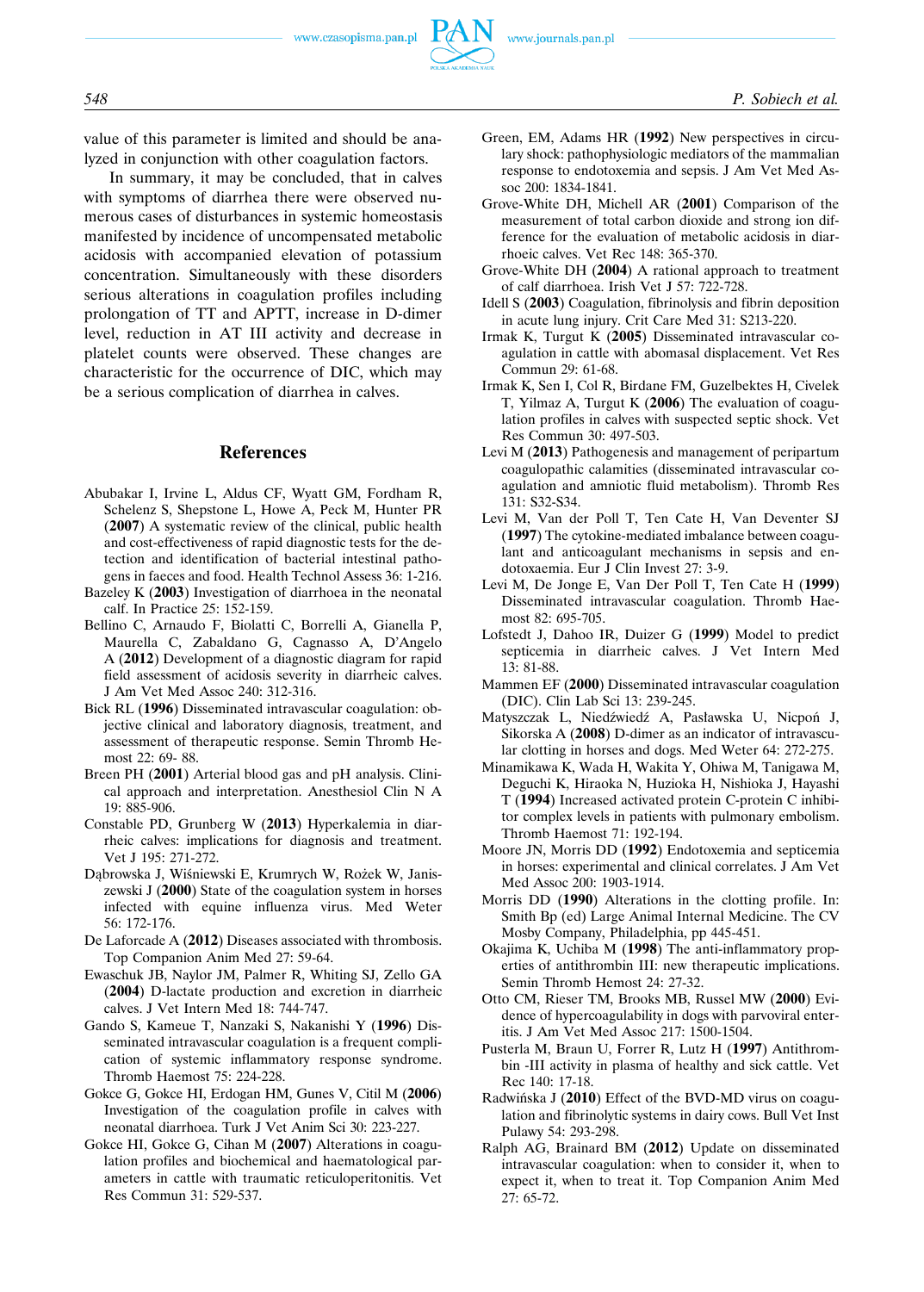value of this parameter is limited and should be analyzed in conjunction with other coagulation factors.

In summary, it may be concluded, that in calves with symptoms of diarrhea there were observed numerous cases of disturbances in systemic homeostasis manifested by incidence of uncompensated metabolic acidosis with accompanied elevation of potassium concentration. Simultaneously with these disorders serious alterations in coagulation profiles including prolongation of TT and APTT, increase in D-dimer level, reduction in AT III activity and decrease in platelet counts were observed. These changes are characteristic for the occurrence of DIC, which may be a serious complication of diarrhea in calves.

## References

Abubakar I, Irvine L, Aldus CF, Wyatt GM, Fordham R, Schelenz S, Shepstone L, Howe A, Peck M, Hunter PR (**2007**) A systematic review of the clinical, public health and cost-effectiveness of rapid diagnostic tests for the detection and identification of bacterial intestinal pathogens in faeces and food. Health Technol Assess 36: 1-216.

Bazeley K (**2003**) Investigation of diarrhoea in the neonatal calf. In Practice 25: 152-159.

Bellino C, Arnaudo F, Biolatti C, Borrelli A, Gianella P, Maurella C, Zabaldano G, Cagnasso A, D'Angelo A (**2012**) Development of a diagnostic diagram for rapid field assessment of acidosis severity in diarrheic calves. J Am Vet Med Assoc 240: 312-316.

Bick RL (**1996**) Disseminated intravascular coagulation: objective clinical and laboratory diagnosis, treatment, and assessment of therapeutic response. Semin Thromb Hemost 22: 69- 88.

Breen PH (**2001**) Arterial blood gas and pH analysis. Clinical approach and interpretation. Anesthesiol Clin N A 19: 885-906.

Constable PD, Grunberg W (**2013**) Hyperkalemia in diarrheic calves: implications for diagnosis and treatment. Vet J 195: 271-272.

Dąbrowska J, Wiśniewski E, Krumrych W, Rożek W, Janiszewski J (**2000**) State of the coagulation system in horses infected with equine influenza virus. Med Weter 56: 172-176.

De Laforcade A (**2012**) Diseases associated with thrombosis. Top Companion Anim Med 27: 59-64.

Ewaschuk JB, Naylor JM, Palmer R, Whiting SJ, Zello GA (**2004**) D-lactate production and excretion in diarrheic calves. J Vet Intern Med 18: 744-747.

Gando S, Kameue T, Nanzaki S, Nakanishi Y (**1996**) Disseminated intravascular coagulation is a frequent complication of systemic inflammatory response syndrome. Thromb Haemost 75: 224-228.

Gokce G, Gokce HI, Erdogan HM, Gunes V, Citil M (**2006**) Investigation of the coagulation profile in calves with neonatal diarrhoea. Turk J Vet Anim Sci 30: 223-227.

Gokce HI, Gokce G, Cihan M (**2007**) Alterations in coagulation profiles and biochemical and haematological parameters in cattle with traumatic reticuloperitonitis. Vet Res Commun 31: 529-537.

Green, EM, Adams HR (**1992**) New perspectives in circulary shock: pathophysiologic mediators of the mammalian response to endotoxemia and sepsis. J Am Vet Med Assoc 200: 1834-1841.

Grove-White DH, Michell AR (**2001**) Comparison of the measurement of total carbon dioxide and strong ion difference for the evaluation of metabolic acidosis in diarrhoeic calves. Vet Rec 148: 365-370.

Grove-White DH (**2004**) A rational approach to treatment of calf diarrhoea. Irish Vet J 57: 722-728.

Idell S (**2003**) Coagulation, fibrinolysis and fibrin deposition in acute lung injury. Crit Care Med 31: S213-220.

Irmak K, Turgut K (**2005**) Disseminated intravascular coagulation in cattle with abomasal displacement. Vet Res Commun 29: 61-68.

Irmak K, Sen I, Col R, Birdane FM, Guzelbektes H, Civelek T, Yilmaz A, Turgut K (**2006**) The evaluation of coagulation profiles in calves with suspected septic shock. Vet Res Commun 30: 497-503.

Levi M (**2013**) Pathogenesis and management of peripartum coagulopathic calamities (disseminated intravascular coagulation and amniotic fluid metabolism). Thromb Res 131: S32-S34.

Levi M, Van der Poll T, Ten Cate H, Van Deventer SJ (**1997**) The cytokine-mediated imbalance between coagulant and anticoagulant mechanisms in sepsis and endotoxaemia. Eur J Clin Invest 27: 3-9.

Levi M, De Jonge E, Van Der Poll T, Ten Cate H (**1999**) Disseminated intravascular coagulation. Thromb Haemost 82: 695-705.

Lofstedt J, Dahoo IR, Duizer G (**1999**) Model to predict septicemia in diarrheic calves. J Vet Intern Med 13: 81-88.

Mammen EF (**2000**) Disseminated intravascular coagulation (DIC). Clin Lab Sci 13: 239-245.

Matyszczak L, Niedźwiedź A, Pasławska U, Nicpoń J, Sikorska A (**2008**) D-dimer as an indicator of intravascular clotting in horses and dogs. Med Weter 64: 272-275.

Minamikawa K, Wada H, Wakita Y, Ohiwa M, Tanigawa M, Deguchi K, Hiraoka N, Huzioka H, Nishioka J, Hayashi T (**1994**) Increased activated protein C-protein C inhibitor complex levels in patients with pulmonary embolism. Thromb Haemost 71: 192-194.

Moore JN, Morris DD (**1992**) Endotoxemia and septicemia in horses: experimental and clinical correlates. J Am Vet Med Assoc 200: 1903-1914.

Morris DD (**1990**) Alterations in the clotting profile. In: Smith Bp (ed) Large Animal Internal Medicine. The CV Mosby Company, Philadelphia, pp 445-451.

Okajima K, Uchiba M (**1998**) The anti-inflammatory properties of antithrombin III: new therapeutic implications. Semin Thromb Hemost 24: 27-32.

Otto CM, Rieser TM, Brooks MB, Russel MW (**2000**) Evidence of hypercoagulability in dogs with parvoviral enteritis. J Am Vet Med Assoc 217: 1500-1504.

Pusterla M, Braun U, Forrer R, Lutz H (**1997**) Antithrombin -III activity in plasma of healthy and sick cattle. Vet Rec 140: 17-18.

Radwińska J (**2010**) Effect of the BVD-MD virus on coagulation and fibrinolytic systems in dairy cows. Bull Vet Inst Pulawy 54: 293-298.

Ralph AG, Brainard BM (**2012**) Update on disseminated intravascular coagulation: when to consider it, when to expect it, when to treat it. Top Companion Anim Med 27: 65-72.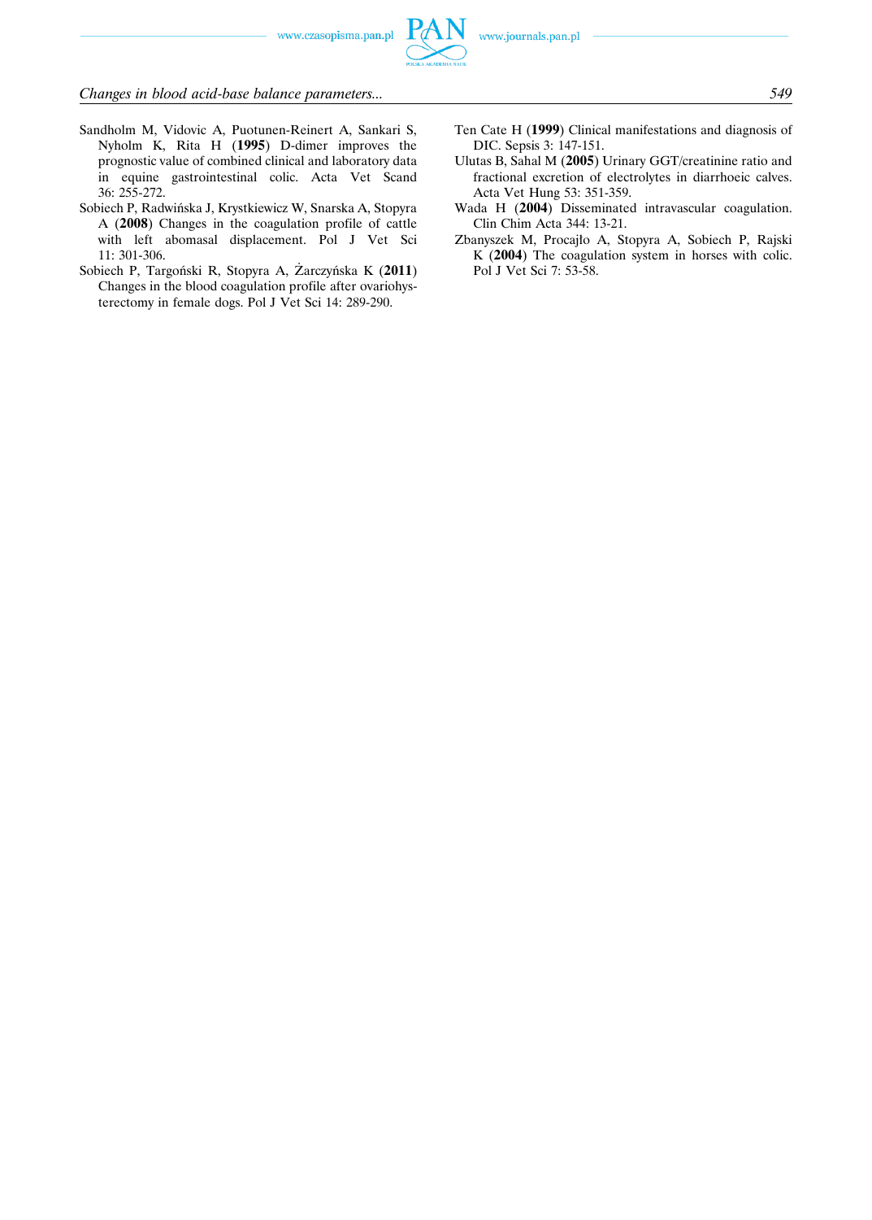Sandholm M, Vidovic A, Puotunen-Reinert A, Sankari S, Nyholm K, Rita H (**1995**) D-dimer improves the prognostic value of combined clinical and laboratory data in equine gastrointestinal colic. Acta Vet Scand 36: 255-272.

Sobiech P, Radwińska J, Krystkiewicz W, Snarska A, Stopyra A (**2008**) Changes in the coagulation profile of cattle with left abomasal displacement. Pol J Vet Sci 11: 301-306.

Sobiech P, Targoński R, Stopyra A, Żarczyńska K (**2011**) Changes in the blood coagulation profile after ovariohysterectomy in female dogs. Pol J Vet Sci 14: 289-290.

Ten Cate H (**1999**) Clinical manifestations and diagnosis of DIC. Sepsis 3: 147-151.

Ulutas B, Sahal M (**2005**) Urinary GGT/creatinine ratio and fractional excretion of electrolytes in diarrhoeic calves. Acta Vet Hung 53: 351-359.

Wada H (**2004**) Disseminated intravascular coagulation. Clin Chim Acta 344: 13-21.

Zbanyszek M, Procajło A, Stopyra A, Sobiech P, Rajski K (**2004**) The coagulation system in horses with colic. Pol J Vet Sci 7: 53-58.